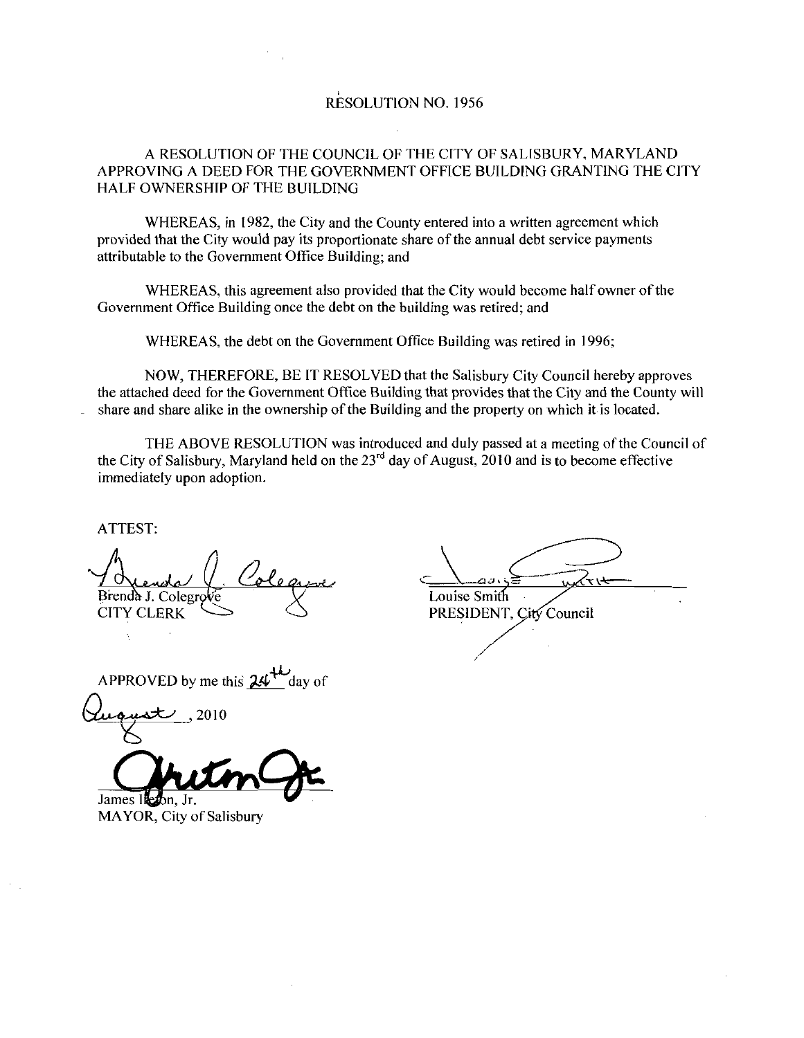# RESOLUTION NO. 1956

A RESOLUTION OF THE COUNCIL OF THE CITY OF SALISBURY, MARYLAND APPROVING A DEED FOR THE GOVERNMENT OFFICE BUILDING GRANTING THE CITY HALF OWNERSHIP OF THE BUILDING

WHEREAS, in 1982, the City and the County entered into a written agreement which provided that the City would pay its proportionate share of the annual debt service payments attributable to the Government Office Building; and

WHEREAS, this agreement also provided that the City would become half owner of the Government Office Building once the debt on the building was retired; and

WHEREAS, the debt on the Government Office Building was retired in 1996;

NOW, THEREFORE, BE IT RESOLVED that the Salisbury City Council hereby approves the attached deed for the Government Office Building that provides that the City and the County will share and share alike in the ownership of the Building and the property on which it is located.

THE ABOVE RESOLUTION was introduced and duly passed at a meeting of the Council of the City of Salisbury, Maryland held on the 23rd day of August, 2010 and is to become effective immediately upon adoption.

ATTEST:

Brenda J. Colegrove
CITY CLERK

Louise Smith
PRESIDENT, City Council

APPROVED by me this 24th day of August, 2010

James Ireton, Jr.
MAYOR, City of Salisbury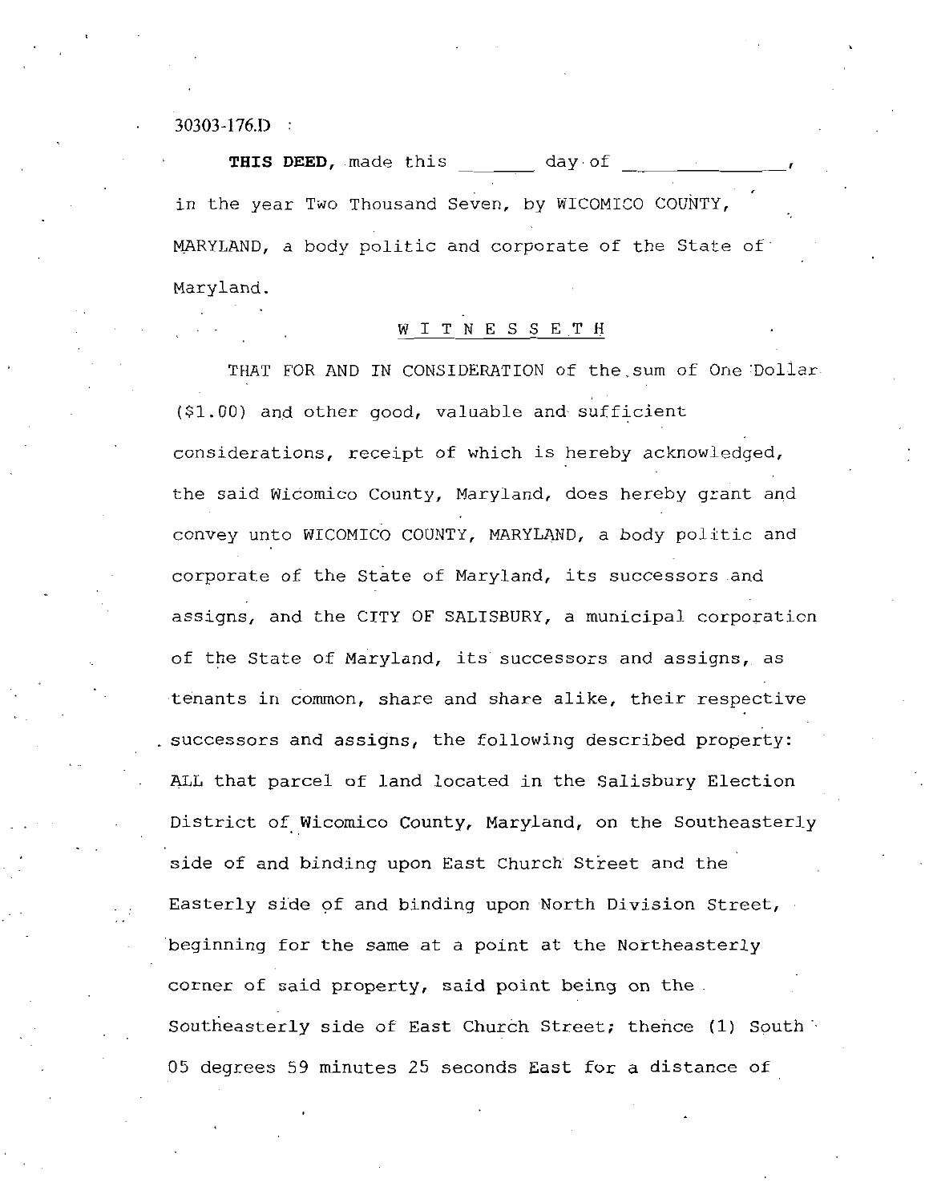30303-176.D

**THIS DEED**, made this _______ day of _____________, in the year Two Thousand Seven, by WICOMICO COUNTY, MARYLAND, a body politic and corporate of the State of Maryland.

W I T N E S S E T H

THAT FOR AND IN CONSIDERATION of the sum of One Dollar ($1.00) and other good, valuable and sufficient considerations, receipt of which is hereby acknowledged, the said Wicomico County, Maryland, does hereby grant and convey unto WICOMICO COUNTY, MARYLAND, a body politic and corporate of the State of Maryland, its successors and assigns, and the CITY OF SALISBURY, a municipal corporation of the State of Maryland, its successors and assigns, as tenants in common, share and share alike, their respective successors and assigns, the following described property: ALL that parcel of land located in the Salisbury Election District of Wicomico County, Maryland, on the Southeasterly side of and binding upon East Church Street and the Easterly side of and binding upon North Division Street, beginning for the same at a point at the Northeasterly corner of said property, said point being on the Southeasterly side of East Church Street; thence (1) South 05 degrees 59 minutes 25 seconds East for a distance of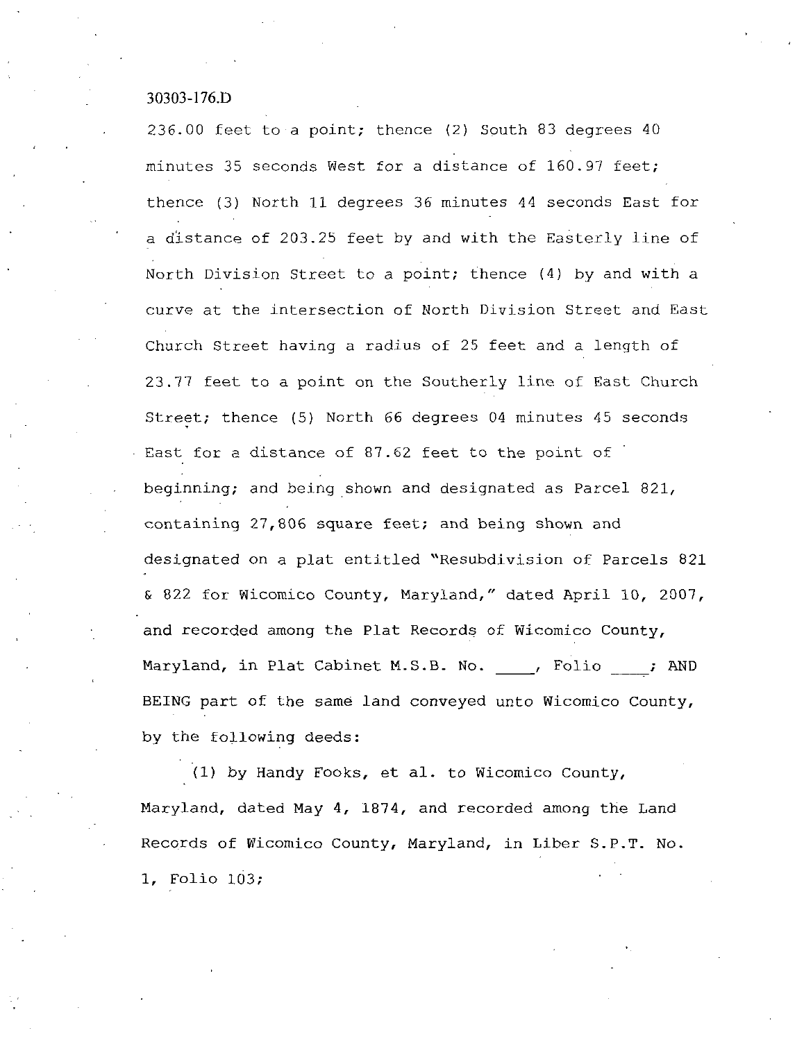30303-176.D

236.00 feet to a point; thence (2) South 83 degrees 40 minutes 35 seconds West for a distance of 160.97 feet; thence (3) North 11 degrees 36 minutes 44 seconds East for a distance of 203.25 feet by and with the Easterly line of North Division Street to a point; thence (4) by and with a curve at the intersection of North Division Street and East Church Street having a radius of 25 feet and a length of 23.77 feet to a point on the Southerly line of East Church Street; thence (5) North 66 degrees 04 minutes 45 seconds East for a distance of 87.62 feet to the point of beginning; and being shown and designated as Parcel 821, containing 27,806 square feet; and being shown and designated on a plat entitled "Resubdivision of Parcels 821 & 822 for Wicomico County, Maryland," dated April 10, 2007, and recorded among the Plat Records of Wicomico County, Maryland, in Plat Cabinet M.S.B. No. \_\_\_\_, Folio \_\_\_\_; AND BEING part of the same land conveyed unto Wicomico County, by the following deeds:

(1) by Handy Fooks, et al. to Wicomico County, Maryland, dated May 4, 1874, and recorded among the Land Records of Wicomico County, Maryland, in Liber S.P.T. No. 1, Folio 103;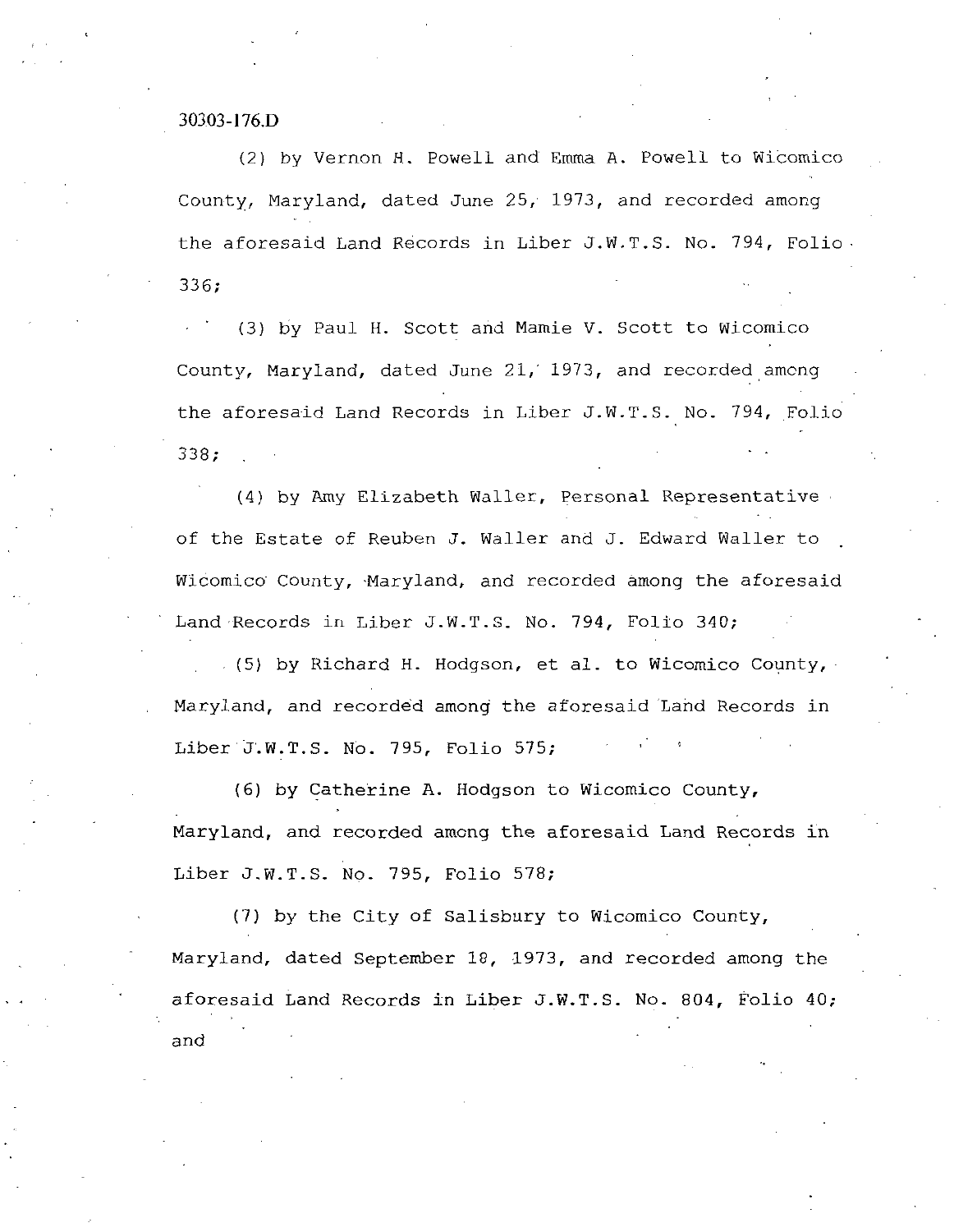30303-176.D

(2) by Vernon H. Powell and Emma A. Powell to Wicomico County, Maryland, dated June 25, 1973, and recorded among the aforesaid Land Records in Liber J.W.T.S. No. 794, Folio 336;

(3) by Paul H. Scott and Mamie V. Scott to Wicomico County, Maryland, dated June 21, 1973, and recorded among the aforesaid Land Records in Liber J.W.T.S. No. 794, Folio 338;

(4) by Amy Elizabeth Waller, Personal Representative of the Estate of Reuben J. Waller and J. Edward Waller to Wicomico County, Maryland, and recorded among the aforesaid Land Records in Liber J.W.T.S. No. 794, Folio 340;

(5) by Richard H. Hodgson, et al. to Wicomico County, Maryland, and recorded among the aforesaid Land Records in Liber J.W.T.S. No. 795, Folio 575;

(6) by Catherine A. Hodgson to Wicomico County, Maryland, and recorded among the aforesaid Land Records in Liber J.W.T.S. No. 795, Folio 578;

(7) by the City of Salisbury to Wicomico County, Maryland, dated September 18, 1973, and recorded among the aforesaid Land Records in Liber J.W.T.S. No. 804, Folio 40; and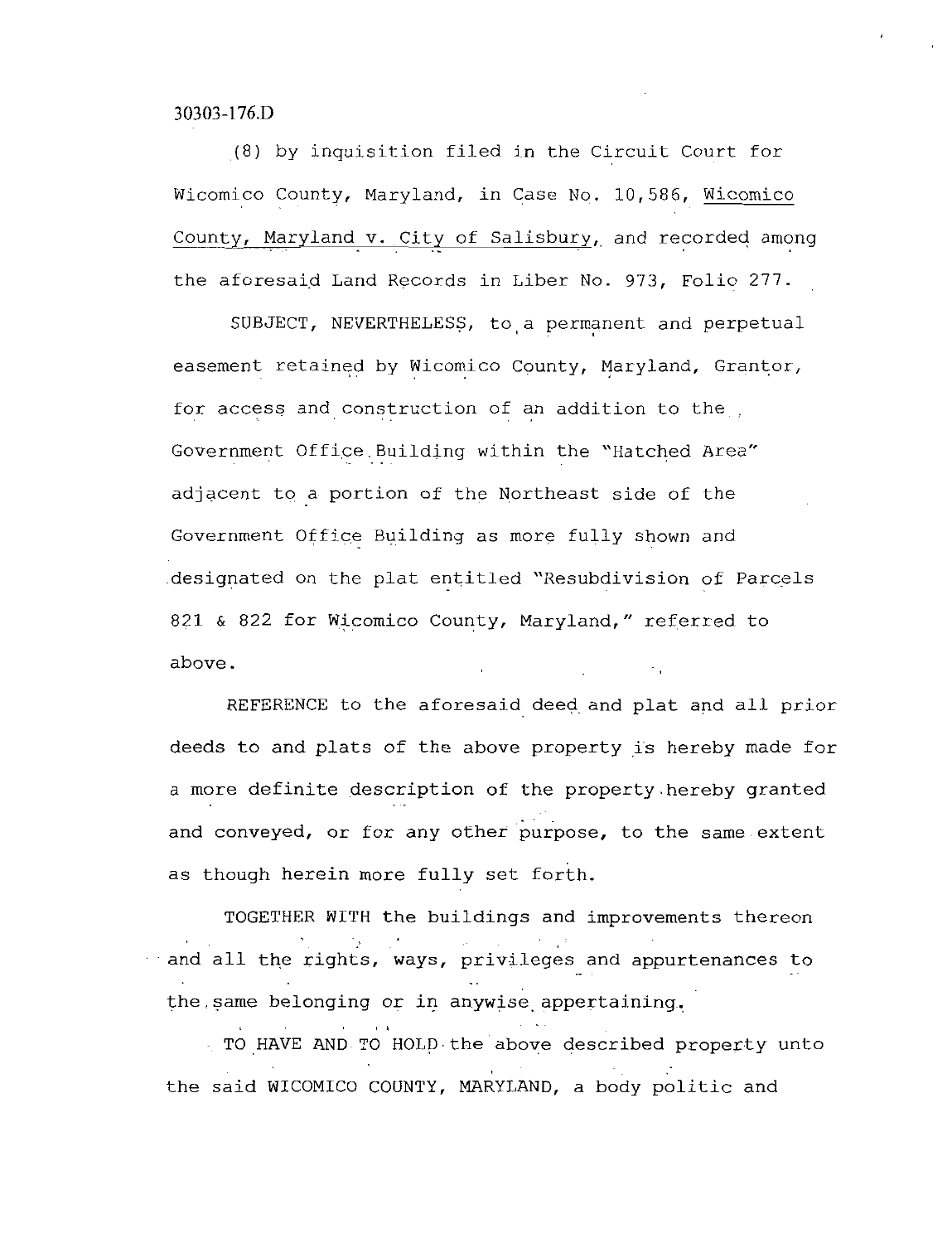30303-176.D

(8) by inquisition filed in the Circuit Court for Wicomico County, Maryland, in Case No. 10,586, Wicomico County, Maryland v. City of Salisbury, and recorded among the aforesaid Land Records in Liber No. 973, Folio 277.

SUBJECT, NEVERTHELESS, to a permanent and perpetual easement retained by Wicomico County, Maryland, Grantor, for access and construction of an addition to the Government Office Building within the "Hatched Area" adjacent to a portion of the Northeast side of the Government Office Building as more fully shown and designated on the plat entitled "Resubdivision of Parcels 821 & 822 for Wicomico County, Maryland," referred to above.

REFERENCE to the aforesaid deed and plat and all prior deeds to and plats of the above property is hereby made for a more definite description of the property hereby granted and conveyed, or for any other purpose, to the same extent as though herein more fully set forth.

TOGETHER WITH the buildings and improvements thereon and all the rights, ways, privileges and appurtenances to the same belonging or in anywise appertaining.

TO HAVE AND TO HOLD the above described property unto the said WICOMICO COUNTY, MARYLAND, a body politic and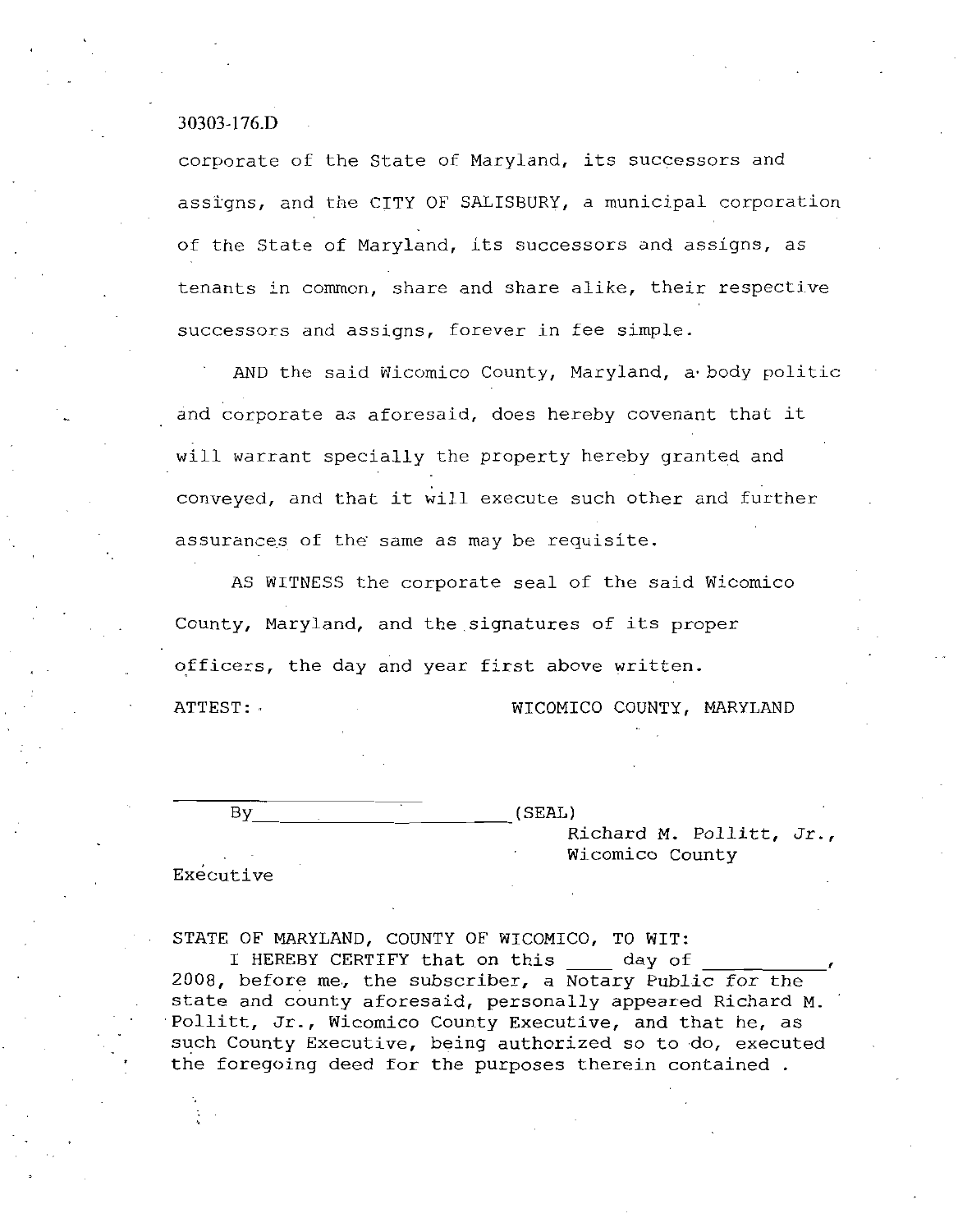30303-176.D

corporate of the State of Maryland, its successors and assigns, and the CITY OF SALISBURY, a municipal corporation of the State of Maryland, its successors and assigns, as tenants in common, share and share alike, their respective successors and assigns, forever in fee simple.

AND the said Wicomico County, Maryland, a body politic and corporate as aforesaid, does hereby covenant that it will warrant specially the property hereby granted and conveyed, and that it will execute such other and further assurances of the same as may be requisite.

AS WITNESS the corporate seal of the said Wicomico County, Maryland, and the signatures of its proper officers, the day and year first above written.

ATTEST: WICOMICO COUNTY, MARYLAND

\_\_\_\_\_\_\_\_\_\_\_\_\_\_\_\_\_\_\_\_

By\_\_\_\_\_\_\_\_\_\_\_\_\_\_\_\_\_\_\_\_\_\_\_\_(SEAL)
Richard M. Pollitt, Jr., Wicomico County Executive

STATE OF MARYLAND, COUNTY OF WICOMICO, TO WIT:

I HEREBY CERTIFY that on this \_\_\_\_ day of \_\_\_\_\_\_\_\_\_\_\_, 2008, before me, the subscriber, a Notary Public for the state and county aforesaid, personally appeared Richard M. Pollitt, Jr., Wicomico County Executive, and that he, as such County Executive, being authorized so to do, executed the foregoing deed for the purposes therein contained .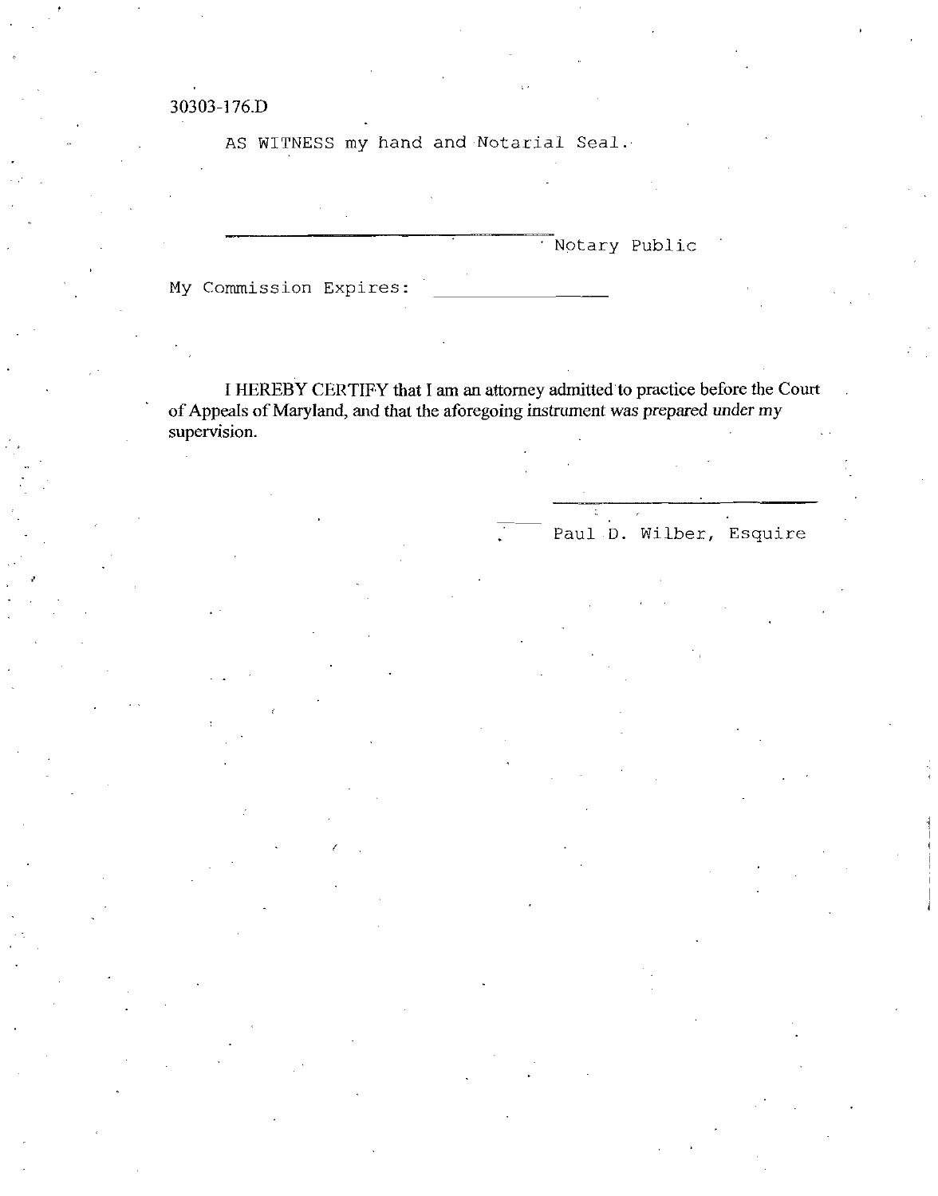30303-176.D

AS WITNESS my hand and Notarial Seal.

\_\_\_\_\_\_\_\_\_\_\_\_\_\_\_\_\_\_\_\_\_\_\_\_\_\_\_\_ Notary Public

My Commission Expires: \_\_\_\_\_\_\_\_\_\_\_\_\_\_\_

I HEREBY CERTIFY that I am an attorney admitted to practice before the Court of Appeals of Maryland, and that the aforegoing instrument was prepared under my supervision.

\_\_\_\_\_\_\_\_\_\_\_\_\_\_\_\_\_\_\_\_\_\_\_\_\_\_\_\_

Paul D. Wilber, Esquire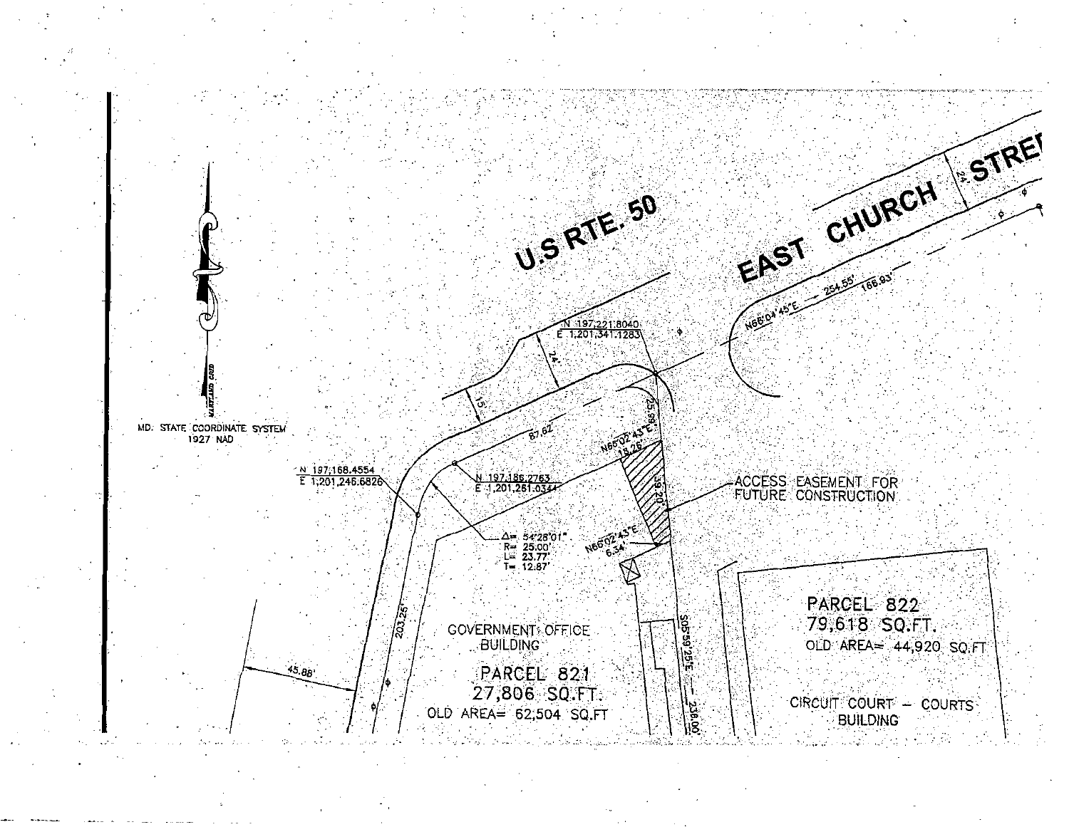MD. STATE COORDINATE SYSTEM
1927 NAD

MARYLAND GRID

U.S RTE. 50

EAST CHURCH STREET

24'

N66°04'45"E — 254.55'

166.93'

N 197,221.8040
E 1,201,341.1283

24'

15'

87.62'

25.96'

N66°02'43"E
18.26'

39.20'

N 197,168.4554
E 1,201,246.6826

N 197,186.2763
E 1,201,261.0344

Δ= 54°28'01"
R= 25.00'
L= 23.77'
T= 12.87'

N66°02'43"E
6.34'

ACCESS EASEMENT FOR FUTURE CONSTRUCTION

203.25'

45.88'

GOVERNMENT OFFICE BUILDING

PARCEL 821
27,806 SQ.FT.
OLD AREA= 62,504 SQ.FT

S05°59'25"E — 238.00'

PARCEL 822
79,618 SQ.FT.
OLD AREA= 44,920 SQ.FT

CIRCUIT COURT – COURTS BUILDING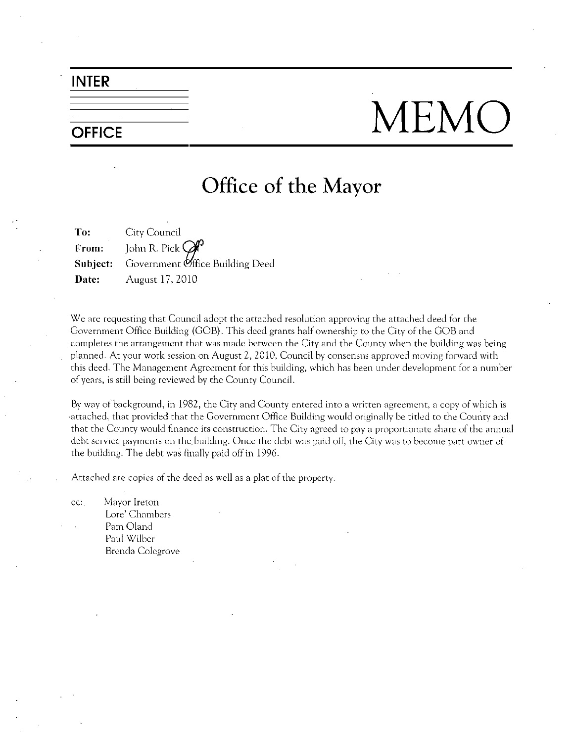**INTER**

**OFFICE**

# MEMO

## Office of the Mayor

**To:** City Council
**From:** John R. Pick
**Subject:** Government Office Building Deed
**Date:** August 17, 2010

We are requesting that Council adopt the attached resolution approving the attached deed for the Government Office Building (GOB). This deed grants half ownership to the City of the GOB and completes the arrangement that was made between the City and the County when the building was being planned. At your work session on August 2, 2010, Council by consensus approved moving forward with this deed. The Management Agreement for this building, which has been under development for a number of years, is still being reviewed by the County Council.

By way of background, in 1982, the City and County entered into a written agreement, a copy of which is attached, that provided that the Government Office Building would originally be titled to the County and that the County would finance its construction. The City agreed to pay a proportionate share of the annual debt service payments on the building. Once the debt was paid off, the City was to become part owner of the building. The debt was finally paid off in 1996.

Attached are copies of the deed as well as a plat of the property.

cc: Mayor Ireton
Lore' Chambers
Pam Oland
Paul Wilber
Brenda Colegrove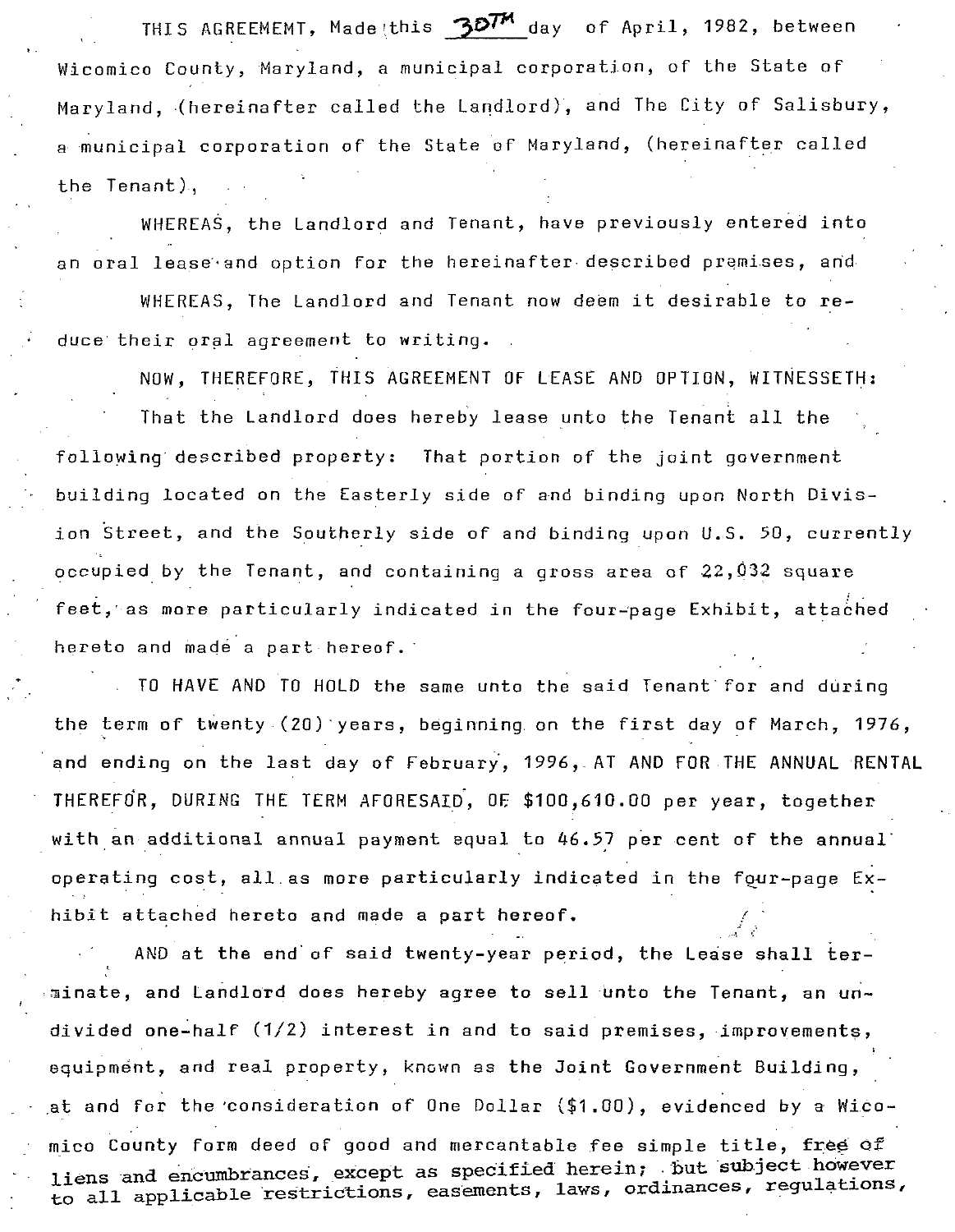THIS AGREEMEMT, Made this 30TH day of April, 1982, between Wicomico County, Maryland, a municipal corporation, of the State of Maryland, (hereinafter called the Landlord), and The City of Salisbury, a municipal corporation of the State of Maryland, (hereinafter called the Tenant),

WHEREAS, the Landlord and Tenant, have previously entered into an oral lease and option for the hereinafter described premises, and

WHEREAS, The Landlord and Tenant now deem it desirable to reduce their oral agreement to writing.

NOW, THEREFORE, THIS AGREEMENT OF LEASE AND OPTION, WITNESSETH:

That the Landlord does hereby lease unto the Tenant all the following described property: That portion of the joint government building located on the Easterly side of and binding upon North Division Street, and the Southerly side of and binding upon U.S. 50, currently occupied by the Tenant, and containing a gross area of 22,032 square feet, as more particularly indicated in the four-page Exhibit, attached hereto and made a part hereof.

TO HAVE AND TO HOLD the same unto the said Tenant for and during the term of twenty (20) years, beginning on the first day of March, 1976, and ending on the last day of February, 1996, AT AND FOR THE ANNUAL RENTAL THEREFOR, DURING THE TERM AFORESAID, OF $100,610.00 per year, together with an additional annual payment equal to 46.57 per cent of the annual operating cost, all as more particularly indicated in the four-page Exhibit attached hereto and made a part hereof.

AND at the end of said twenty-year period, the Lease shall terminate, and Landlord does hereby agree to sell unto the Tenant, an undivided one-half (1/2) interest in and to said premises, improvements, equipment, and real property, known as the Joint Government Building, at and for the consideration of One Dollar ($1.00), evidenced by a Wicomico County form deed of good and mercantable fee simple title, free of liens and encumbrances, except as specified herein; but subject however to all applicable restrictions, easements, laws, ordinances, regulations,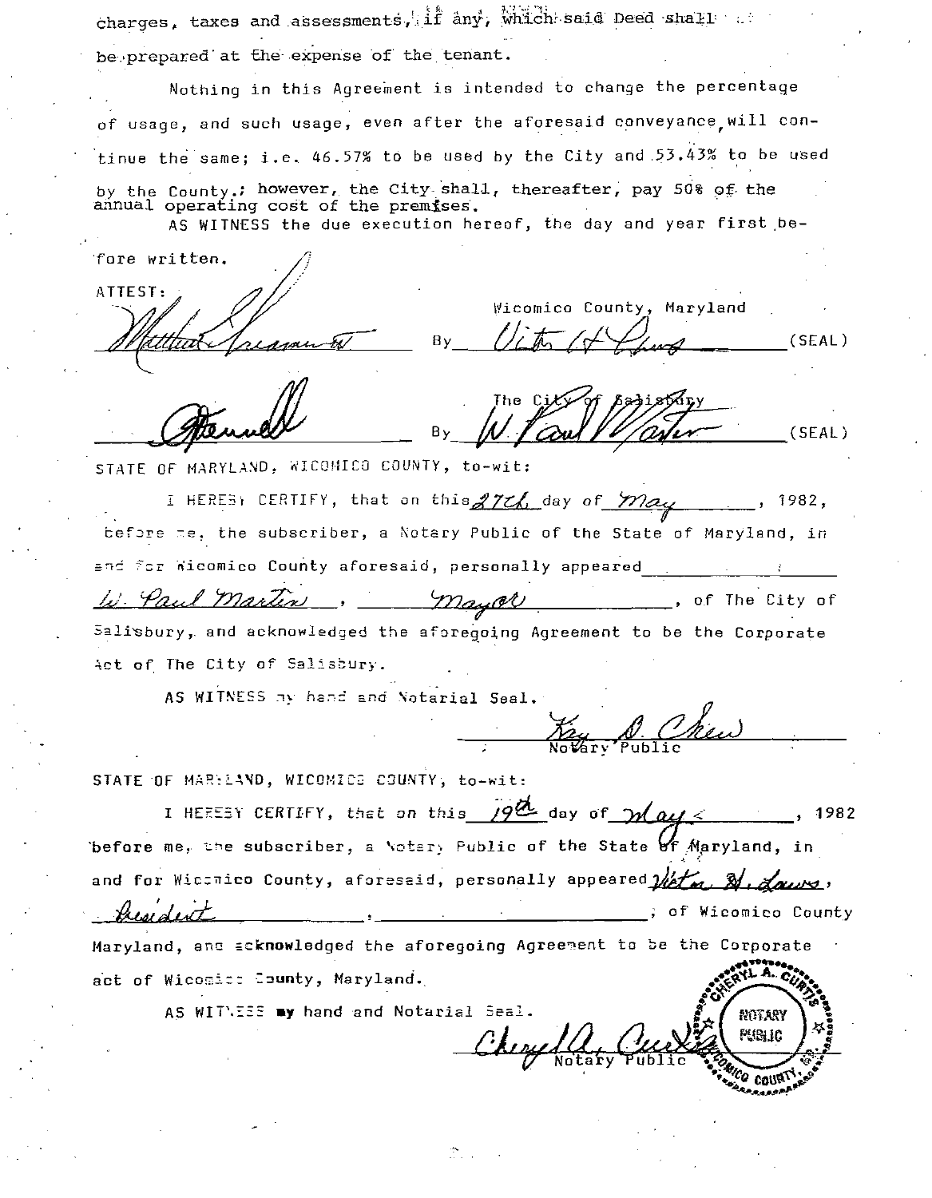charges, taxes and assessments, if any, which said Deed shall be prepared at the expense of the tenant.

Nothing in this Agreement is intended to change the percentage of usage, and such usage, even after the aforesaid conveyance, will continue the same; i.e. 46.57% to be used by the City and 53.43% to be used by the County.; however, the City shall, thereafter, pay 50% of the annual operating cost of the premises.

AS WITNESS the due execution hereof, the day and year first before written.

ATTEST:

_Matthew [signature]_ — Wicomico County, Maryland By _Victor H. Laws_ (SEAL)

_[signature]_ — The City of Salisbury By _W. Paul Martin_ (SEAL)

STATE OF MARYLAND, WICOMICO COUNTY, to-wit:

I HEREBY CERTIFY, that on this _27th_ day of _May_, 1982, before me, the subscriber, a Notary Public of the State of Maryland, in and for Wicomico County aforesaid, personally appeared _W. Paul Martin_, _Mayor_, of The City of Salisbury, and acknowledged the foregoing Agreement to be the Corporate Act of The City of Salisbury.

AS WITNESS my hand and Notarial Seal.

_Kay D. Chew_
Notary Public

STATE OF MARYLAND, WICOMICO COUNTY, to-wit:

I HEREBY CERTIFY, that on this _19th_ day of _May_, 1982 before me, the subscriber, a Notary Public of the State of Maryland, in and for Wicomico County, aforesaid, personally appeared _Victor H. Laws_, _President_, ______________, of Wicomico County Maryland, and acknowledged the foregoing Agreement to be the Corporate act of Wicomico County, Maryland.

AS WITNESS my hand and Notarial Seal.

_Cheryl A. Curtis_
Notary Public

CHERYL A. CURTIS NOTARY PUBLIC WICOMICO COUNTY, MD.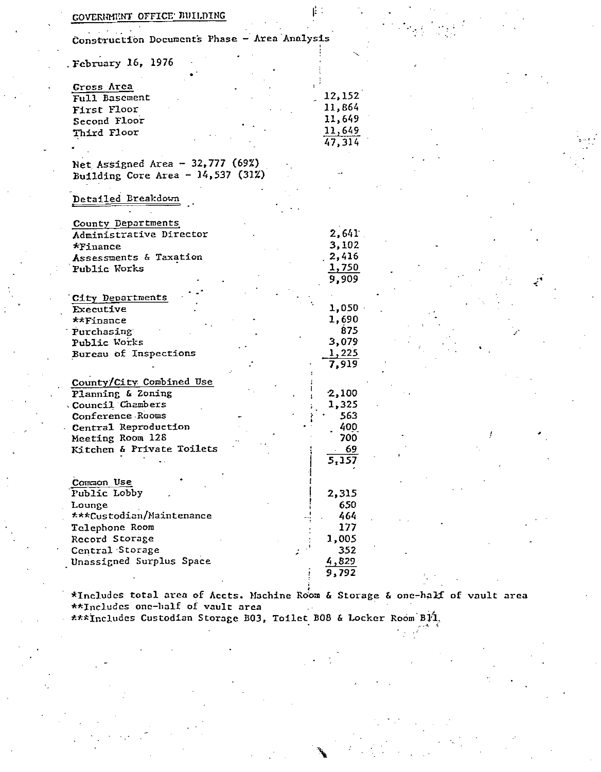GOVERNMENT OFFICE BUILDING

Construction Documents Phase - Area Analysis

February 16, 1976

**Gross Area**

| | |
|---|---|
| Full Basement | 12,152 |
| First Floor | 11,864 |
| Second Floor | 11,649 |
| Third Floor | 11,649 |
| | 47,314 |

Net Assigned Area - 32,777 (69%)
Building Core Area - 14,537 (31%)

**Detailed Breakdown**

**County Departments**

| | |
|---|---|
| Administrative Director | 2,641 |
| *Finance | 3,102 |
| Assessments & Taxation | 2,416 |
| Public Works | 1,750 |
| | 9,909 |

**City Departments**

| | |
|---|---|
| Executive | 1,050 |
| **Finance | 1,690 |
| Purchasing | 875 |
| Public Works | 3,079 |
| Bureau of Inspections | 1,225 |
| | 7,919 |

**County/City Combined Use**

| | |
|---|---|
| Planning & Zoning | 2,100 |
| Council Chambers | 1,325 |
| Conference Rooms | 563 |
| Central Reproduction | 400 |
| Meeting Room 128 | 700 |
| Kitchen & Private Toilets | 69 |
| | 5,157 |

**Common Use**

| | |
|---|---|
| Public Lobby | 2,315 |
| Lounge | 650 |
| ***Custodian/Maintenance | 464 |
| Telephone Room | 177 |
| Record Storage | 1,005 |
| Central Storage | 352 |
| Unassigned Surplus Space | 4,829 |
| | 9,792 |

*Includes total area of Accts. Machine Room & Storage & one-half of vault area
**Includes one-half of vault area
***Includes Custodian Storage B03, Toilet B08 & Locker Room B11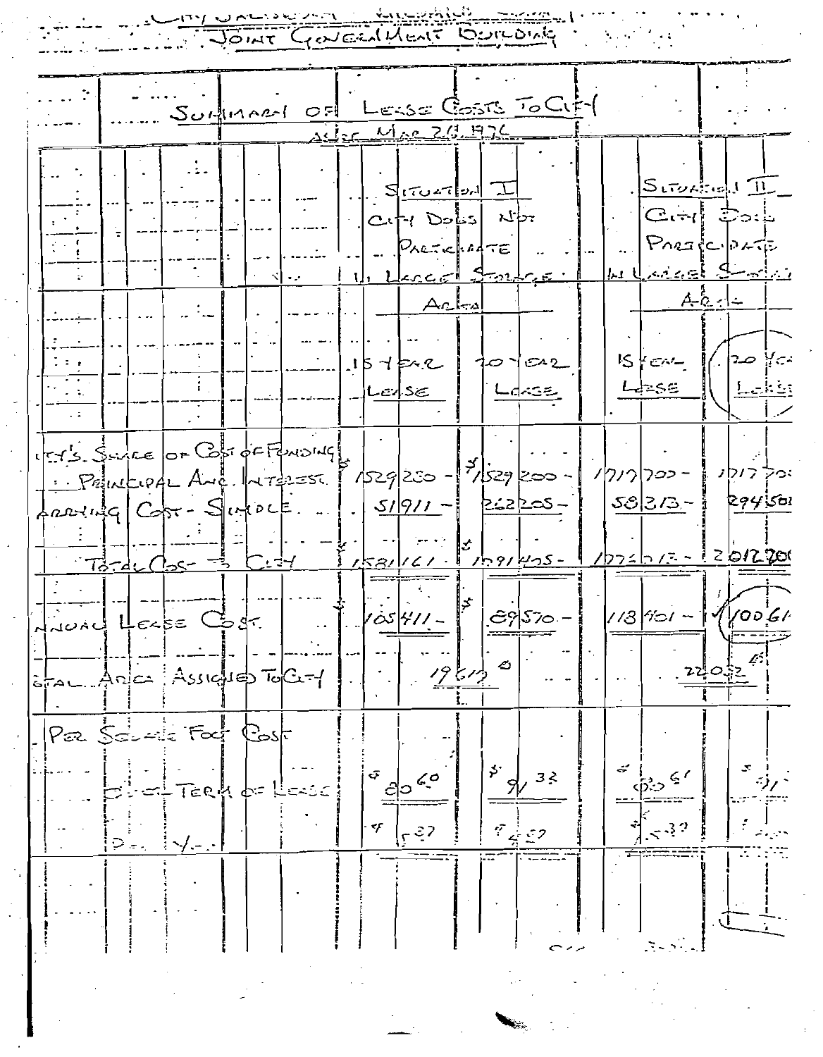City/County ... Building

JOINT GOVERNMENT BUILDING

## SUMMARY OF LEASE COSTS TO CITY

AS OF MAR 26, 1976

| | Situation I — City Does Not Participate In Large Storage Area | | Situation II — City Does Participate In Large Storage Area | |
|---|---|---|---|---|
| | 15 Year Lease | 20 Year Lease | 15 Year Lease | 20 Year Lease |
| City's Share of Cost of Funding Principal And Interest | 1529200 - | $1529200 - | 1717700 - | 1717700 |
| Carrying Cost - Simple | 51911 - | 262205 - | 58313 - | 294501 |
| Total Cost to City | $1581161 - | $1791405 - | 1776013 - | 2012201 |
| Annual Lease Cost | $105411 - | $89570 - | 113401 - | 100611 |
| Total Area Assigned To City | 19612 | | 22032 | |
| Per Square Foot Cost | | | | |
| Over Term of Lease | $80.60 | $91.33 | $80.61 | $91 |
| Per Year | $5.37 | $4.57 | $5.37 | |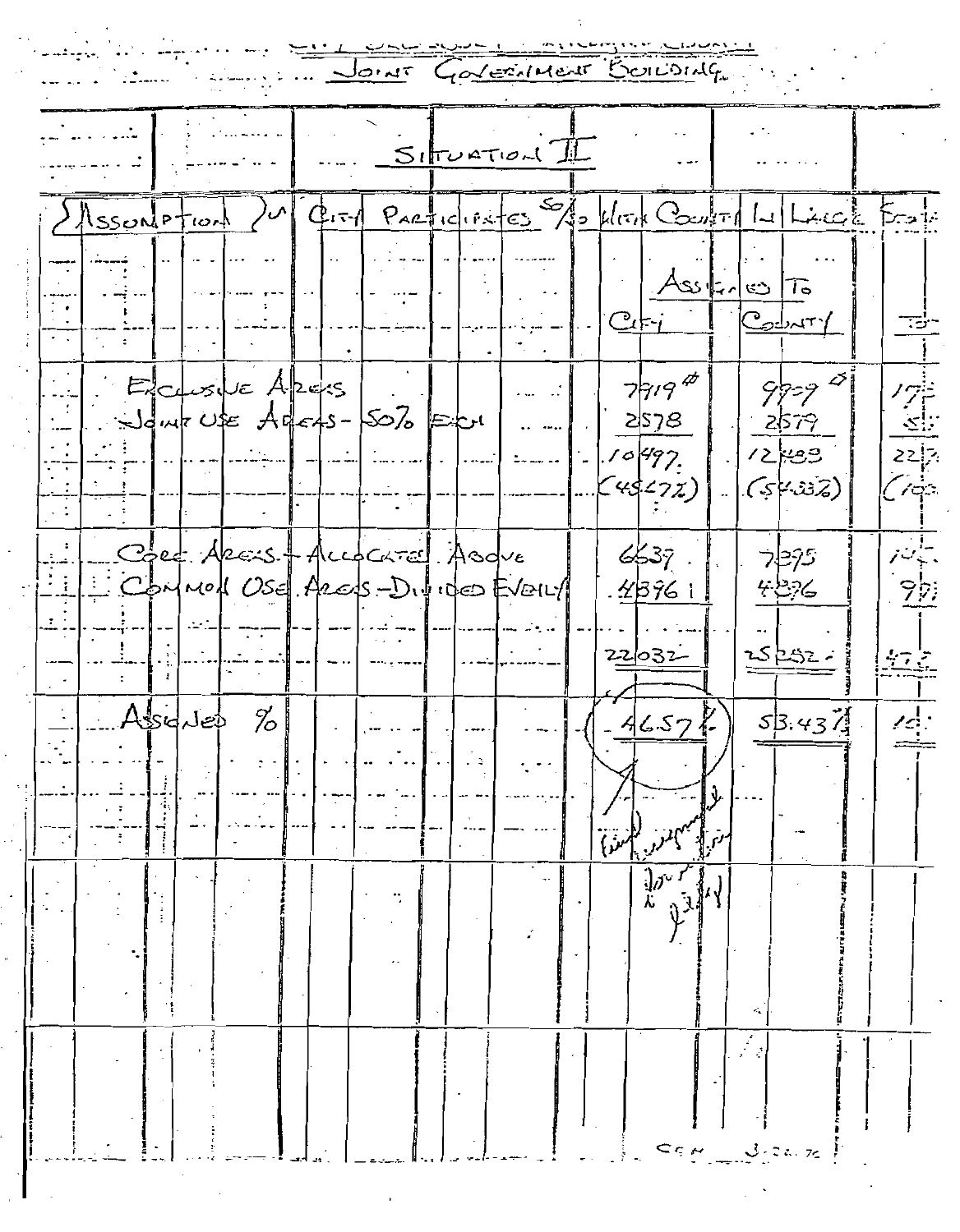# Joint Government Building

## Situation II

{Assumption} City Participates 50/50 With County in Large Stat...

| | Assigned To City | Assigned To County | To... |
|---|---|---|---|
| Exclusive Areas | 7919# | 9909# | 17... |
| Joint Use Areas - 50% Each | 2578 | 2579 | 5... |
| | 10497 | 12488 | 22... |
| | (45.67%) | (54.33%) | (100...) |
| Core Areas - Allocated Above | 6639 | 7895 | 14... |
| Common Use Areas - Divided Evenly | 4896 | 4896 | 97... |
| | 22032 | 25252 | 47... |
| Assigned % | 46.57% | 53.43% | 10... |

CEN 3-22-76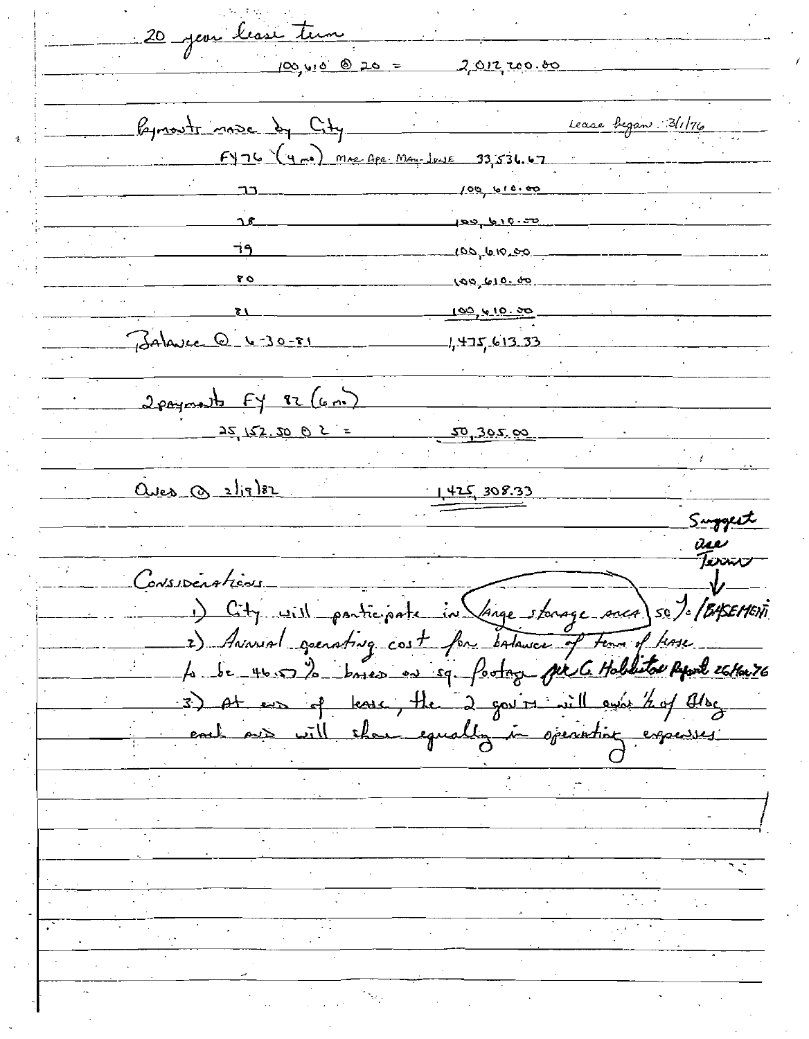20 year lease term

100,610 @ 20 = 2,012,200.00

Payments made by City — Lease began 3/1/76

| | | |
|---|---|---|
| FY 76 (4 mo) | Mar-Apr-May-June | 33,536.67 |
| 77 | | 100,610.00 |
| 78 | | 100,610.00 |
| 79 | | 100,610.00 |
| 80 | | 100,610.00 |
| 81 | | 100,610.00 |
| Balance @ 6-30-81 | | 1,475,613.33 |

2 payments FY 82 (6 mo)

25,152.50 @ 2 = 50,305.00

Owes @ 2/19/82 1,425,308.33

Considerations

1) City will participate in large storage area 50%. / BASEMENT — Suggest use Term
2) Annual operating cost for balance of term of lease to be 46.57% based on sq. footage per G. Hobbiton Report 26 Nov 76
3) At end of lease, the 2 gov'ts will own ½ of Bldg each and will share equally in operating expenses.